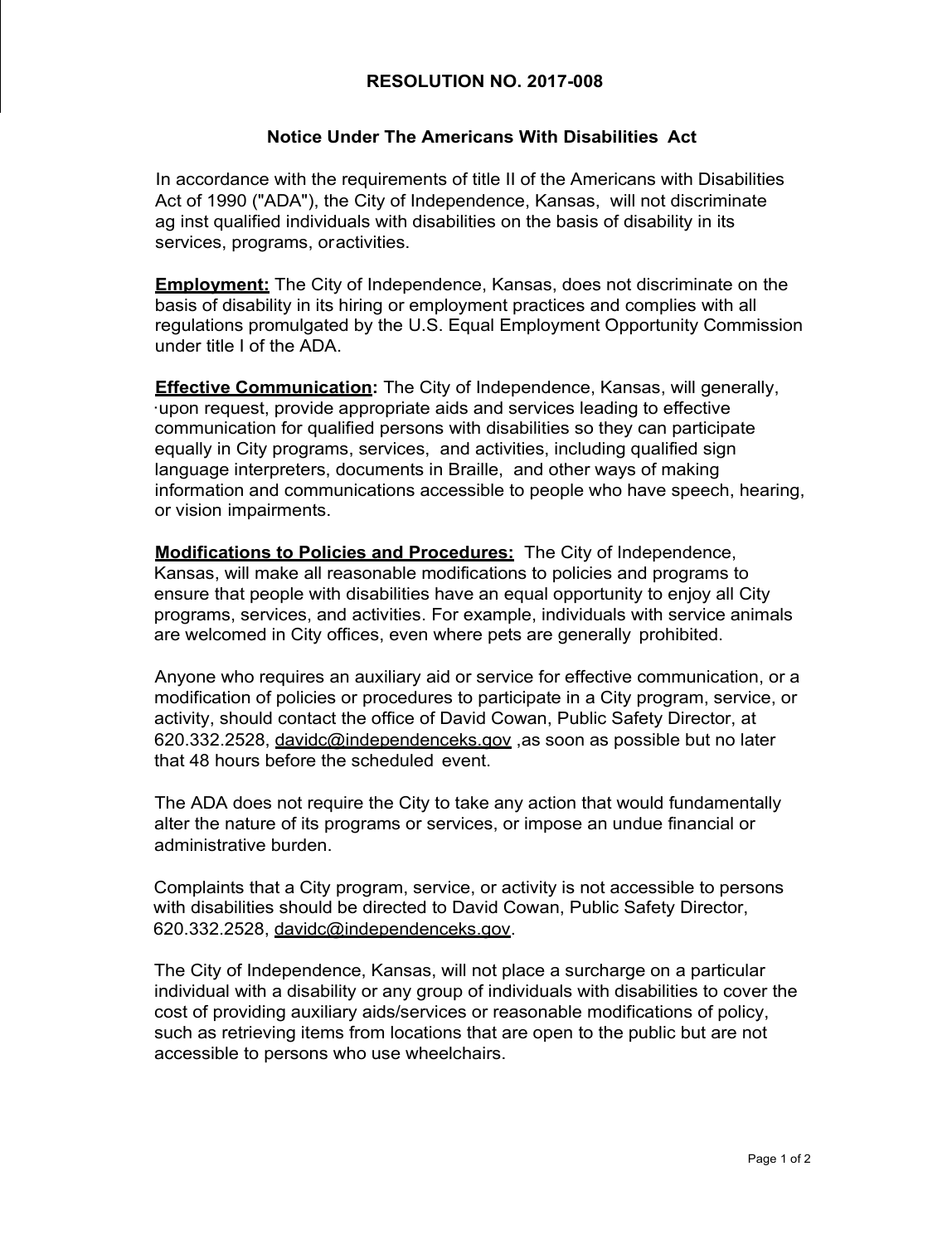## RESOLUTION NO. 2017-008

### Notice Under The Americans With Disabilities Act

In accordance with the requirements of title II of the Americans with Disabilities Act of 1990 ("ADA"), the City of Independence, Kansas, will not discriminate ag inst qualified individuals with disabilities on the basis of disability in its services, programs, oractivities.

**Employment:** The City of Independence, Kansas, does not discriminate on the basis of disability in its hiring or employment practices and complies with all regulations promulgated by the U.S. Equal Employment Opportunity Commission under title I of the ADA.

**Effective Communication:** The City of Independence, Kansas, will generally, ·upon request, provide appropriate aids and services leading to effective communication for qualified persons with disabilities so they can participate equally in City programs, services, and activities, including qualified sign language interpreters, documents in Braille, and other ways of making information and communications accessible to people who have speech, hearing, or vision impairments.

**Modifications to Policies and Procedures:** The City of Independence, Kansas, will make all reasonable modifications to policies and programs to ensure that people with disabilities have an equal opportunity to enjoy all City programs, services, and activities. For example, individuals with service animals are welcomed in City offices, even where pets are generally prohibited.

Anyone who requires an auxiliary aid or service for effective communication, or a modification of policies or procedures to participate in a City program, service, or activity, should contact the office of David Cowan, Public Safety Director, at 620.332.2528, davidc@independenceks.gov ,as soon as possible but no later that 48 hours before the scheduled event.

The ADA does not require the City to take any action that would fundamentally alter the nature of its programs or services, or impose an undue financial or administrative burden.

Complaints that a City program, service, or activity is not accessible to persons with disabilities should be directed to David Cowan, Public Safety Director, 620.332.2528, davidc@independenceks.gov.

The City of Independence, Kansas, will not place a surcharge on a particular individual with a disability or any group of individuals with disabilities to cover the cost of providing auxiliary aids/services or reasonable modifications of policy, such as retrieving items from locations that are open to the public but are not accessible to persons who use wheelchairs.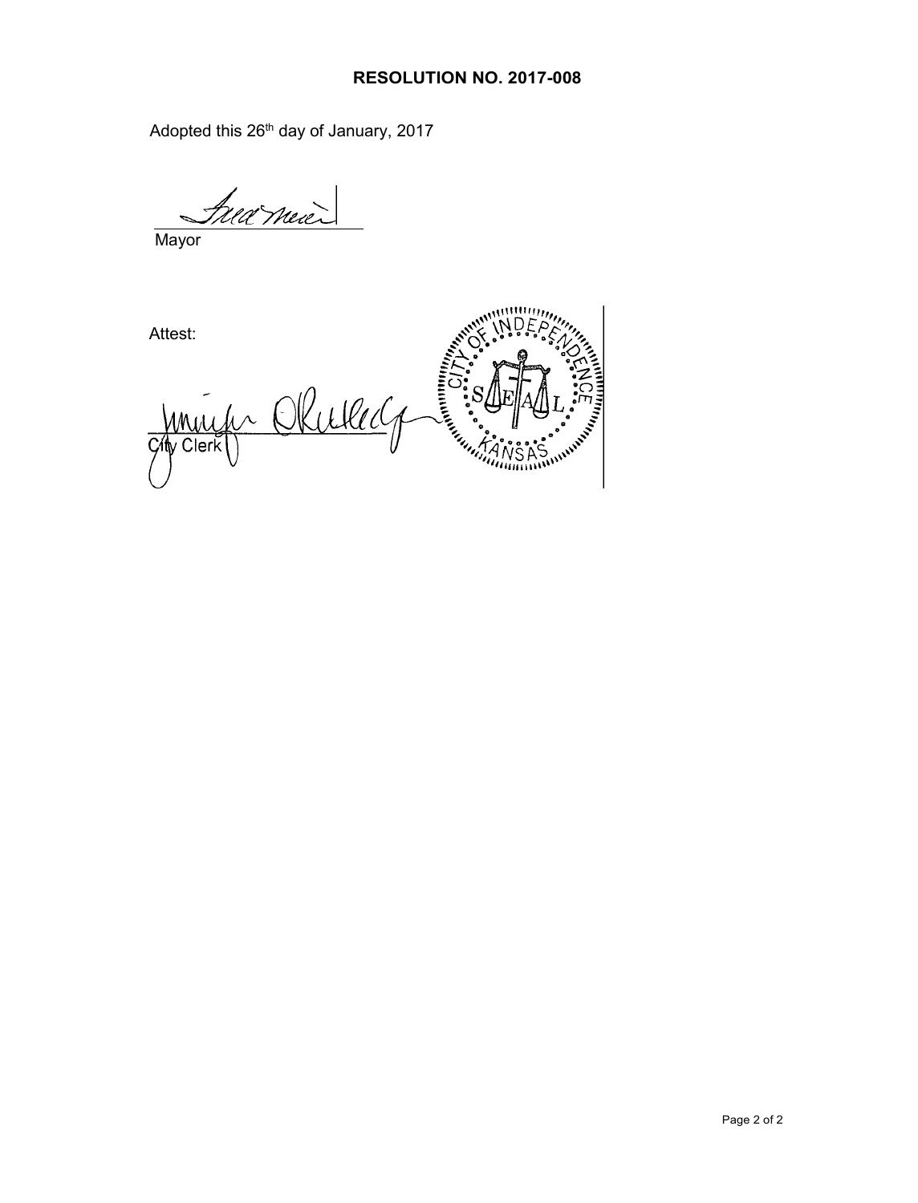**RESOLUTION NO. 2017-008**

Adopted this 26th day of January, 2017

\_\_\_\_\_\_\_\_\_\_\_\_\_\_\_\_\_\_\_\_\_\_\_\_
Mayor

Attest:

\_\_\_\_\_\_\_\_\_\_\_\_\_\_\_\_\_\_\_\_\_\_\_\_
City Clerk

CITY OF INDEPENDENCE SEAL KANSAS